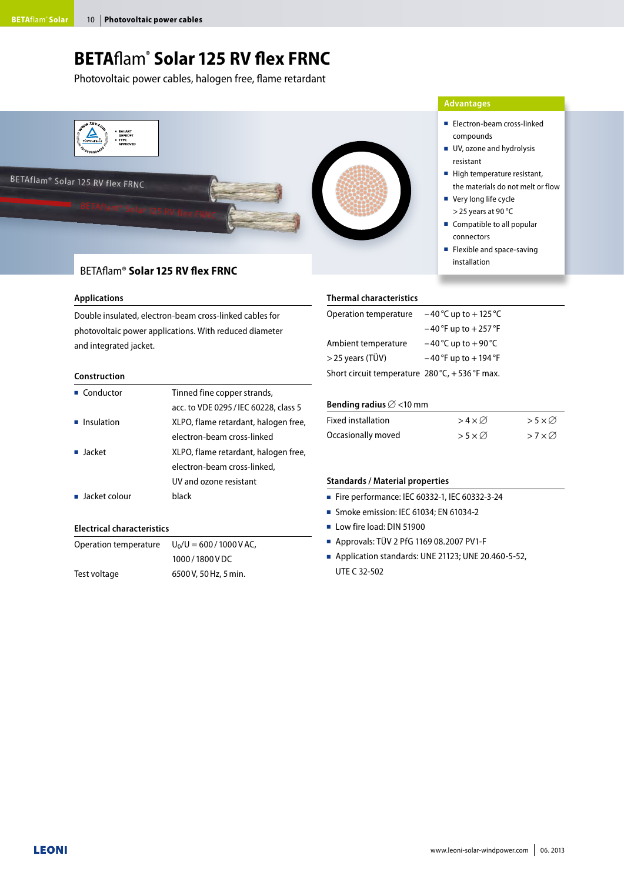# BETAflam® Solar 125 RV flex FRNC

Photovoltaic power cables, halogen free, flame retardant

BETAflam® **Solar 125 RV flex FRNC**

### Advantages

- Electron-beam cross-linked compounds
- UV, ozone and hydrolysis resistant
- High temperature resistant, the materials do not melt or flow
- Very long life cycle > 25 years at 90 °C
- Compatible to all popular connectors
- Flexible and space-saving installation

### Applications

Double insulated, electron-beam cross-linked cables for photovoltaic power applications. With reduced diameter and integrated jacket.

### Construction

| | |
|---|---|
| Conductor | Tinned fine copper strands, acc. to VDE 0295 / IEC 60228, class 5 |
| Insulation | XLPO, flame retardant, halogen free, electron-beam cross-linked |
| Jacket | XLPO, flame retardant, halogen free, electron-beam cross-linked, UV and ozone resistant |
| Jacket colour | black |

### Electrical characteristics

| | |
|---|---|
| Operation temperature | $U_0$/U = 600 / 1000 V AC, 1000 / 1800 V DC |
| Test voltage | 6500 V, 50 Hz, 5 min. |

### Thermal characteristics

| | |
|---|---|
| Operation temperature | – 40 °C up to + 125 °C |
| | – 40 °F up to + 257 °F |
| Ambient temperature | – 40 °C up to + 90 °C |
| > 25 years (TÜV) | – 40 °F up to + 194 °F |
| Short circuit temperature | 280 °C, + 536 °F max. |

### Bending radius ∅ <10 mm

| | | |
|---|---|---|
| Fixed installation | > 4 × ∅ | > 5 × ∅ |
| Occasionally moved | > 5 × ∅ | > 7 × ∅ |

### Standards / Material properties

- Fire performance: IEC 60332-1, IEC 60332-3-24
- Smoke emission: IEC 61034; EN 61034-2
- Low fire load: DIN 51900
- Approvals: TÜV 2 PfG 1169 08.2007 PV1-F
- Application standards: UNE 21123; UNE 20.460-5-52, UTE C 32-502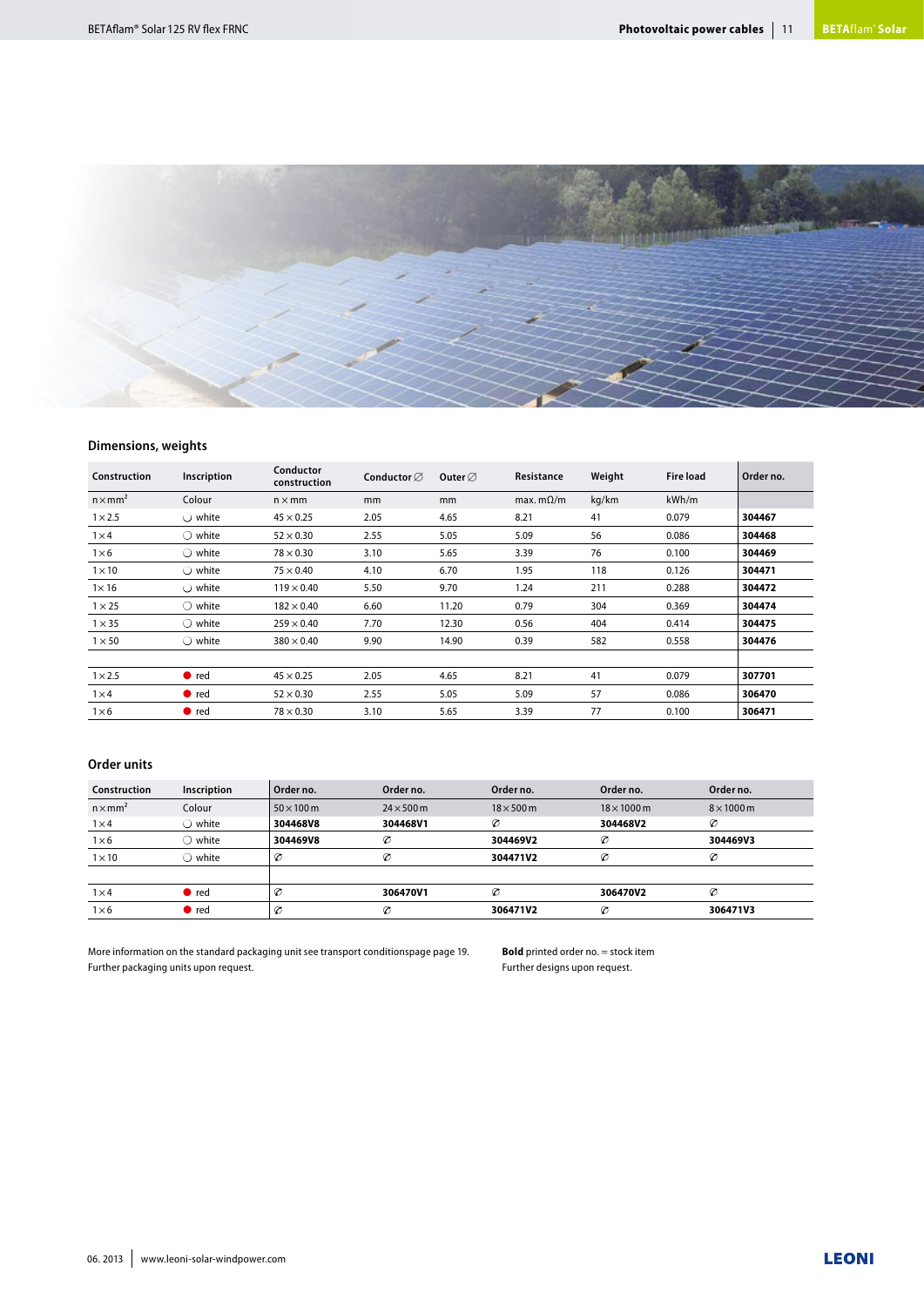## Dimensions, weights

| Construction | Inscription | Conductor construction | Conductor ∅ | Outer ∅ | Resistance | Weight | Fire load | Order no. |
|---|---|---|---|---|---|---|---|---|
| n × mm² | Colour | n × mm | mm | mm | max. mΩ/m | kg/km | kWh/m | |
| 1 × 2.5 | ◯ white | 45 × 0.25 | 2.05 | 4.65 | 8.21 | 41 | 0.079 | **304467** |
| 1 × 4 | ◯ white | 52 × 0.30 | 2.55 | 5.05 | 5.09 | 56 | 0.086 | **304468** |
| 1 × 6 | ◯ white | 78 × 0.30 | 3.10 | 5.65 | 3.39 | 76 | 0.100 | **304469** |
| 1 × 10 | ◯ white | 75 × 0.40 | 4.10 | 6.70 | 1.95 | 118 | 0.126 | **304471** |
| 1 × 16 | ◯ white | 119 × 0.40 | 5.50 | 9.70 | 1.24 | 211 | 0.288 | **304472** |
| 1 × 25 | ◯ white | 182 × 0.40 | 6.60 | 11.20 | 0.79 | 304 | 0.369 | **304474** |
| 1 × 35 | ◯ white | 259 × 0.40 | 7.70 | 12.30 | 0.56 | 404 | 0.414 | **304475** |
| 1 × 50 | ◯ white | 380 × 0.40 | 9.90 | 14.90 | 0.39 | 582 | 0.558 | **304476** |
| | | | | | | | | |
| 1 × 2.5 | ● red | 45 × 0.25 | 2.05 | 4.65 | 8.21 | 41 | 0.079 | **307701** |
| 1 × 4 | ● red | 52 × 0.30 | 2.55 | 5.05 | 5.09 | 57 | 0.086 | **306470** |
| 1 × 6 | ● red | 78 × 0.30 | 3.10 | 5.65 | 3.39 | 77 | 0.100 | **306471** |

## Order units

| Construction | Inscription | Order no. | Order no. | Order no. | Order no. | Order no. |
|---|---|---|---|---|---|---|
| n × mm² | Colour | 50 × 100 m | 24 × 500 m | 18 × 500 m | 18 × 1000 m | 8 × 1000 m |
| 1 × 4 | ◯ white | **304468V8** | **304468V1** | ∅ | **304468V2** | ∅ |
| 1 × 6 | ◯ white | **304469V8** | ∅ | **304469V2** | ∅ | **304469V3** |
| 1 × 10 | ◯ white | ∅ | ∅ | **304471V2** | ∅ | ∅ |
| | | | | | | |
| 1 × 4 | ● red | ∅ | **306470V1** | ∅ | **306470V2** | ∅ |
| 1 × 6 | ● red | ∅ | ∅ | **306471V2** | ∅ | **306471V3** |

More information on the standard packaging unit see transport conditionspage page 19.
Further packaging units upon request.

**Bold** printed order no. = stock item
Further designs upon request.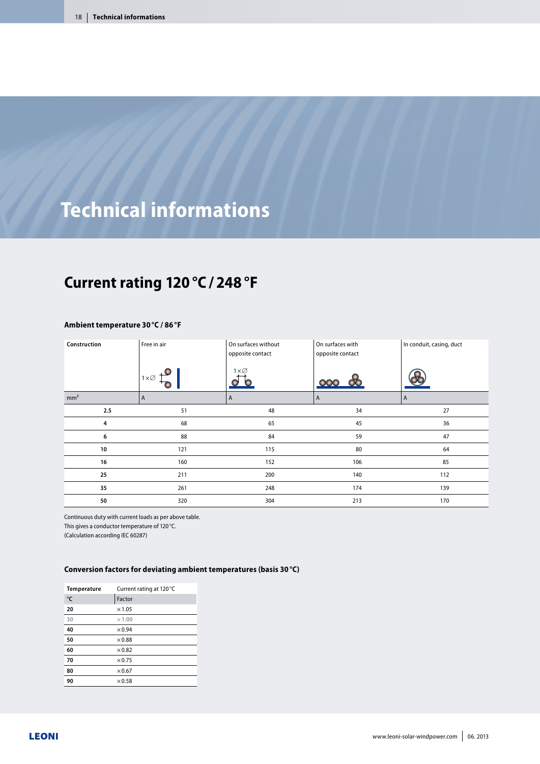# Technical informations

## Current rating 120 °C / 248 °F

### Ambient temperature 30 °C / 86 °F

| Construction | Free in air | On surfaces without opposite contact | On surfaces with opposite contact | In conduit, casing, duct |
|---|---|---|---|---|
| | 1×∅ | 1×∅ | | |
| mm² | A | A | A | A |
| **2.5** | 51 | 48 | 34 | 27 |
| **4** | 68 | 65 | 45 | 36 |
| **6** | 88 | 84 | 59 | 47 |
| **10** | 121 | 115 | 80 | 64 |
| **16** | 160 | 152 | 106 | 85 |
| **25** | 211 | 200 | 140 | 112 |
| **35** | 261 | 248 | 174 | 139 |
| **50** | 320 | 304 | 213 | 170 |

Continuous duty with current loads as per above table.
This gives a conductor temperature of 120 °C.
(Calculation according IEC 60287)

### Conversion factors for deviating ambient temperatures (basis 30 °C)

| Temperature | Current rating at 120 °C |
|---|---|
| °C | Factor |
| **20** | ×1.05 |
| 30 | ×1.00 |
| **40** | ×0.94 |
| **50** | ×0.88 |
| **60** | ×0.82 |
| **70** | ×0.75 |
| **80** | ×0.67 |
| **90** | ×0.58 |